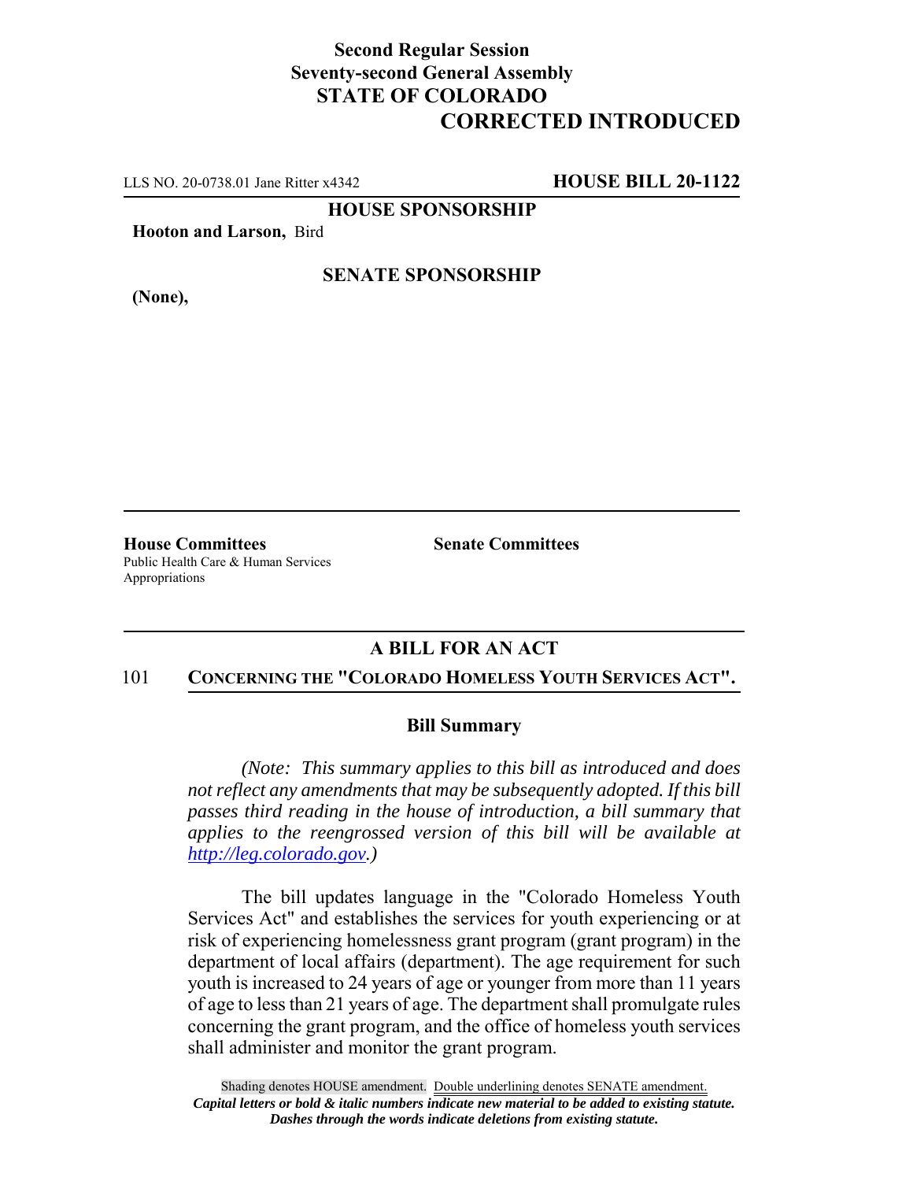**Second Regular Session**
**Seventy-second General Assembly**
**STATE OF COLORADO**

# CORRECTED INTRODUCED

LLS NO. 20-0738.01 Jane Ritter x4342 **HOUSE BILL 20-1122**

**HOUSE SPONSORSHIP**

**Hooton and Larson,** Bird

**SENATE SPONSORSHIP**

**(None),**

**House Committees**
Public Health Care & Human Services
Appropriations

**Senate Committees**

## A BILL FOR AN ACT

101 **CONCERNING THE "COLORADO HOMELESS YOUTH SERVICES ACT".**

### Bill Summary

*(Note: This summary applies to this bill as introduced and does not reflect any amendments that may be subsequently adopted. If this bill passes third reading in the house of introduction, a bill summary that applies to the reengrossed version of this bill will be available at http://leg.colorado.gov.)*

The bill updates language in the "Colorado Homeless Youth Services Act" and establishes the services for youth experiencing or at risk of experiencing homelessness grant program (grant program) in the department of local affairs (department). The age requirement for such youth is increased to 24 years of age or younger from more than 11 years of age to less than 21 years of age. The department shall promulgate rules concerning the grant program, and the office of homeless youth services shall administer and monitor the grant program.

Shading denotes HOUSE amendment. Double underlining denotes SENATE amendment.
*Capital letters or bold & italic numbers indicate new material to be added to existing statute.*
*Dashes through the words indicate deletions from existing statute.*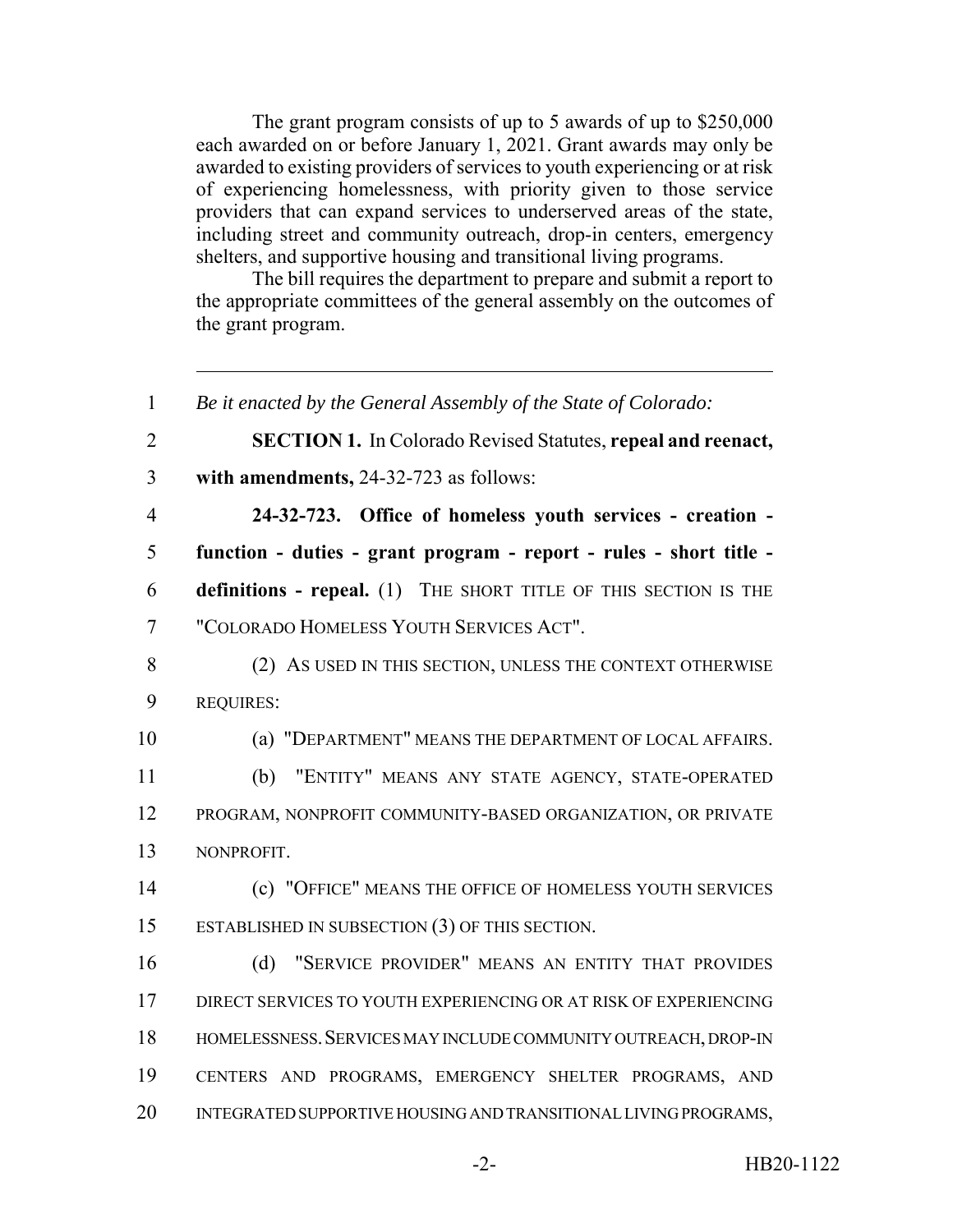The grant program consists of up to 5 awards of up to $250,000 each awarded on or before January 1, 2021. Grant awards may only be awarded to existing providers of services to youth experiencing or at risk of experiencing homelessness, with priority given to those service providers that can expand services to underserved areas of the state, including street and community outreach, drop-in centers, emergency shelters, and supportive housing and transitional living programs.

The bill requires the department to prepare and submit a report to the appropriate committees of the general assembly on the outcomes of the grant program.

---

1 *Be it enacted by the General Assembly of the State of Colorado:*

2 **SECTION 1.** In Colorado Revised Statutes, **repeal and reenact,**
3 **with amendments,** 24-32-723 as follows:

4 **24-32-723. Office of homeless youth services - creation -**
5 **function - duties - grant program - report - rules - short title -**
6 **definitions - repeal.** (1) THE SHORT TITLE OF THIS SECTION IS THE
7 "COLORADO HOMELESS YOUTH SERVICES ACT".

8 (2) AS USED IN THIS SECTION, UNLESS THE CONTEXT OTHERWISE
9 REQUIRES:

10 (a) "DEPARTMENT" MEANS THE DEPARTMENT OF LOCAL AFFAIRS.

11 (b) "ENTITY" MEANS ANY STATE AGENCY, STATE-OPERATED
12 PROGRAM, NONPROFIT COMMUNITY-BASED ORGANIZATION, OR PRIVATE
13 NONPROFIT.

14 (c) "OFFICE" MEANS THE OFFICE OF HOMELESS YOUTH SERVICES
15 ESTABLISHED IN SUBSECTION (3) OF THIS SECTION.

16 (d) "SERVICE PROVIDER" MEANS AN ENTITY THAT PROVIDES
17 DIRECT SERVICES TO YOUTH EXPERIENCING OR AT RISK OF EXPERIENCING
18 HOMELESSNESS. SERVICES MAY INCLUDE COMMUNITY OUTREACH, DROP-IN
19 CENTERS AND PROGRAMS, EMERGENCY SHELTER PROGRAMS, AND
20 INTEGRATED SUPPORTIVE HOUSING AND TRANSITIONAL LIVING PROGRAMS,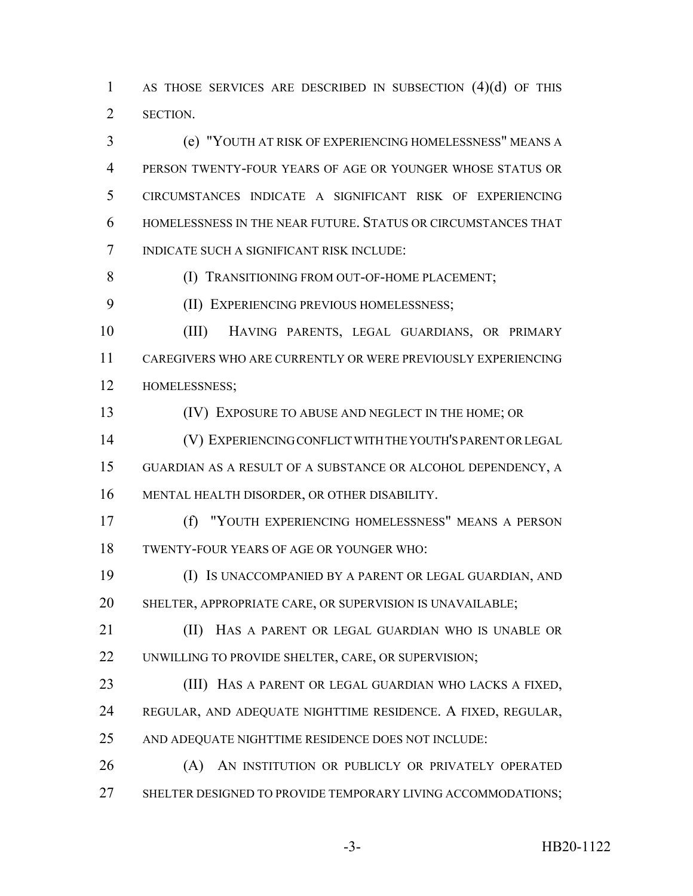AS THOSE SERVICES ARE DESCRIBED IN SUBSECTION (4)(d) OF THIS SECTION.

(e) "YOUTH AT RISK OF EXPERIENCING HOMELESSNESS" MEANS A PERSON TWENTY-FOUR YEARS OF AGE OR YOUNGER WHOSE STATUS OR CIRCUMSTANCES INDICATE A SIGNIFICANT RISK OF EXPERIENCING HOMELESSNESS IN THE NEAR FUTURE. STATUS OR CIRCUMSTANCES THAT INDICATE SUCH A SIGNIFICANT RISK INCLUDE:

(I) TRANSITIONING FROM OUT-OF-HOME PLACEMENT;

(II) EXPERIENCING PREVIOUS HOMELESSNESS;

(III) HAVING PARENTS, LEGAL GUARDIANS, OR PRIMARY CAREGIVERS WHO ARE CURRENTLY OR WERE PREVIOUSLY EXPERIENCING HOMELESSNESS;

(IV) EXPOSURE TO ABUSE AND NEGLECT IN THE HOME; OR

(V) EXPERIENCING CONFLICT WITH THE YOUTH'S PARENT OR LEGAL GUARDIAN AS A RESULT OF A SUBSTANCE OR ALCOHOL DEPENDENCY, A MENTAL HEALTH DISORDER, OR OTHER DISABILITY.

(f) "YOUTH EXPERIENCING HOMELESSNESS" MEANS A PERSON TWENTY-FOUR YEARS OF AGE OR YOUNGER WHO:

(I) IS UNACCOMPANIED BY A PARENT OR LEGAL GUARDIAN, AND SHELTER, APPROPRIATE CARE, OR SUPERVISION IS UNAVAILABLE;

(II) HAS A PARENT OR LEGAL GUARDIAN WHO IS UNABLE OR UNWILLING TO PROVIDE SHELTER, CARE, OR SUPERVISION;

(III) HAS A PARENT OR LEGAL GUARDIAN WHO LACKS A FIXED, REGULAR, AND ADEQUATE NIGHTTIME RESIDENCE. A FIXED, REGULAR, AND ADEQUATE NIGHTTIME RESIDENCE DOES NOT INCLUDE:

(A) AN INSTITUTION OR PUBLICLY OR PRIVATELY OPERATED SHELTER DESIGNED TO PROVIDE TEMPORARY LIVING ACCOMMODATIONS;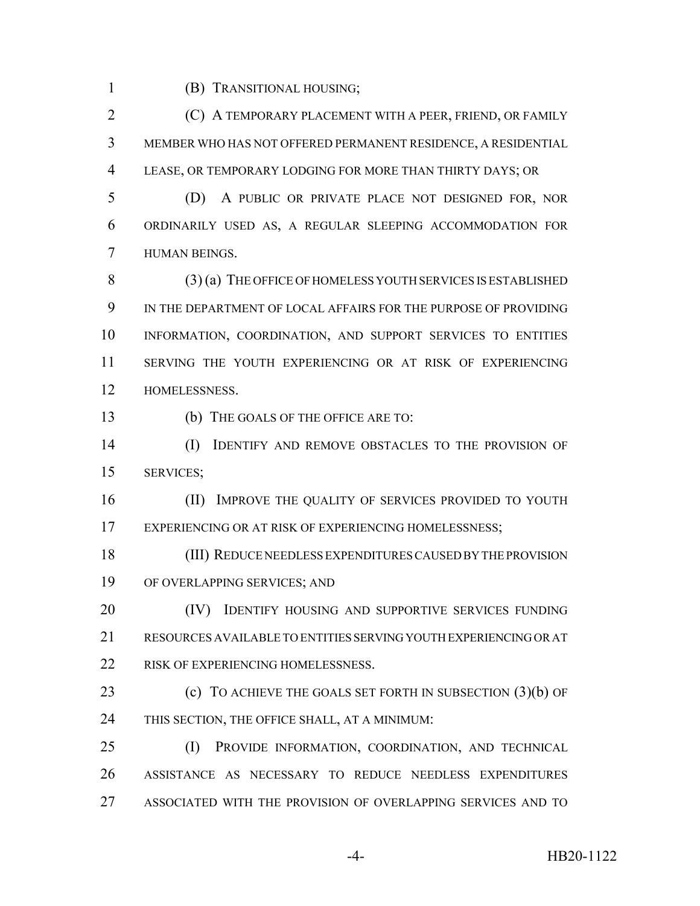(B) TRANSITIONAL HOUSING;

(C) A TEMPORARY PLACEMENT WITH A PEER, FRIEND, OR FAMILY MEMBER WHO HAS NOT OFFERED PERMANENT RESIDENCE, A RESIDENTIAL LEASE, OR TEMPORARY LODGING FOR MORE THAN THIRTY DAYS; OR

(D) A PUBLIC OR PRIVATE PLACE NOT DESIGNED FOR, NOR ORDINARILY USED AS, A REGULAR SLEEPING ACCOMMODATION FOR HUMAN BEINGS.

(3) (a) THE OFFICE OF HOMELESS YOUTH SERVICES IS ESTABLISHED IN THE DEPARTMENT OF LOCAL AFFAIRS FOR THE PURPOSE OF PROVIDING INFORMATION, COORDINATION, AND SUPPORT SERVICES TO ENTITIES SERVING THE YOUTH EXPERIENCING OR AT RISK OF EXPERIENCING HOMELESSNESS.

(b) THE GOALS OF THE OFFICE ARE TO:

(I) IDENTIFY AND REMOVE OBSTACLES TO THE PROVISION OF SERVICES;

(II) IMPROVE THE QUALITY OF SERVICES PROVIDED TO YOUTH EXPERIENCING OR AT RISK OF EXPERIENCING HOMELESSNESS;

(III) REDUCE NEEDLESS EXPENDITURES CAUSED BY THE PROVISION OF OVERLAPPING SERVICES; AND

(IV) IDENTIFY HOUSING AND SUPPORTIVE SERVICES FUNDING RESOURCES AVAILABLE TO ENTITIES SERVING YOUTH EXPERIENCING OR AT RISK OF EXPERIENCING HOMELESSNESS.

(c) TO ACHIEVE THE GOALS SET FORTH IN SUBSECTION (3)(b) OF THIS SECTION, THE OFFICE SHALL, AT A MINIMUM:

(I) PROVIDE INFORMATION, COORDINATION, AND TECHNICAL ASSISTANCE AS NECESSARY TO REDUCE NEEDLESS EXPENDITURES ASSOCIATED WITH THE PROVISION OF OVERLAPPING SERVICES AND TO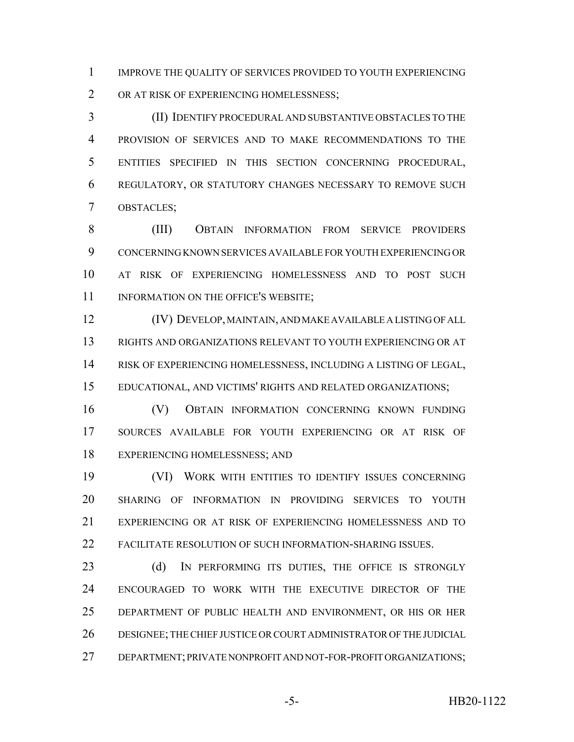IMPROVE THE QUALITY OF SERVICES PROVIDED TO YOUTH EXPERIENCING OR AT RISK OF EXPERIENCING HOMELESSNESS;

(II) IDENTIFY PROCEDURAL AND SUBSTANTIVE OBSTACLES TO THE PROVISION OF SERVICES AND TO MAKE RECOMMENDATIONS TO THE ENTITIES SPECIFIED IN THIS SECTION CONCERNING PROCEDURAL, REGULATORY, OR STATUTORY CHANGES NECESSARY TO REMOVE SUCH OBSTACLES;

(III) OBTAIN INFORMATION FROM SERVICE PROVIDERS CONCERNING KNOWN SERVICES AVAILABLE FOR YOUTH EXPERIENCING OR AT RISK OF EXPERIENCING HOMELESSNESS AND TO POST SUCH INFORMATION ON THE OFFICE'S WEBSITE;

(IV) DEVELOP, MAINTAIN, AND MAKE AVAILABLE A LISTING OF ALL RIGHTS AND ORGANIZATIONS RELEVANT TO YOUTH EXPERIENCING OR AT RISK OF EXPERIENCING HOMELESSNESS, INCLUDING A LISTING OF LEGAL, EDUCATIONAL, AND VICTIMS' RIGHTS AND RELATED ORGANIZATIONS;

(V) OBTAIN INFORMATION CONCERNING KNOWN FUNDING SOURCES AVAILABLE FOR YOUTH EXPERIENCING OR AT RISK OF EXPERIENCING HOMELESSNESS; AND

(VI) WORK WITH ENTITIES TO IDENTIFY ISSUES CONCERNING SHARING OF INFORMATION IN PROVIDING SERVICES TO YOUTH EXPERIENCING OR AT RISK OF EXPERIENCING HOMELESSNESS AND TO FACILITATE RESOLUTION OF SUCH INFORMATION-SHARING ISSUES.

(d) IN PERFORMING ITS DUTIES, THE OFFICE IS STRONGLY ENCOURAGED TO WORK WITH THE EXECUTIVE DIRECTOR OF THE DEPARTMENT OF PUBLIC HEALTH AND ENVIRONMENT, OR HIS OR HER DESIGNEE; THE CHIEF JUSTICE OR COURT ADMINISTRATOR OF THE JUDICIAL DEPARTMENT; PRIVATE NONPROFIT AND NOT-FOR-PROFIT ORGANIZATIONS;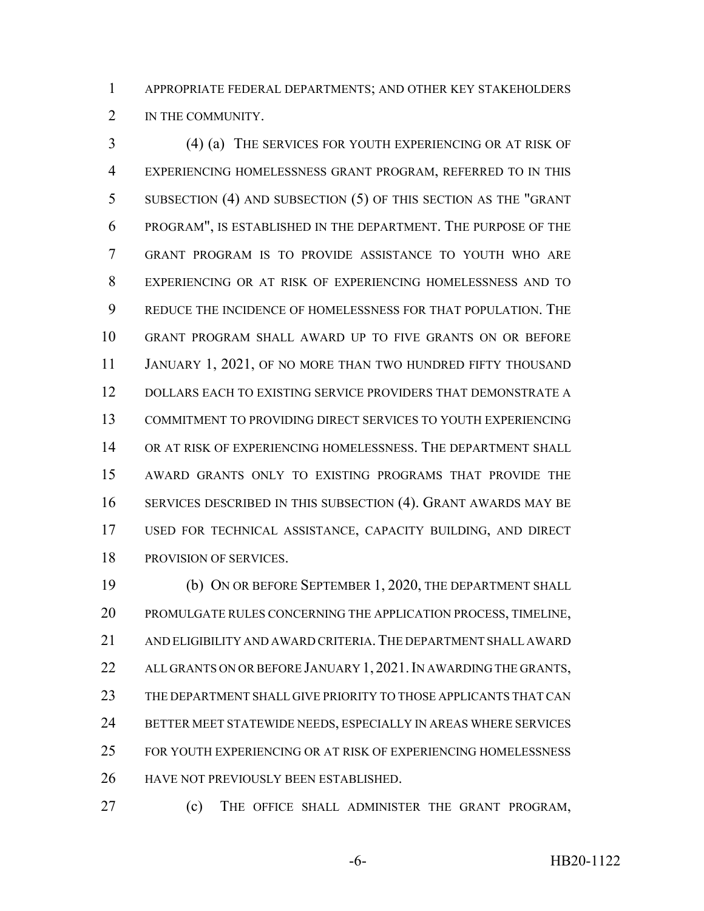APPROPRIATE FEDERAL DEPARTMENTS; AND OTHER KEY STAKEHOLDERS IN THE COMMUNITY.

(4) (a) THE SERVICES FOR YOUTH EXPERIENCING OR AT RISK OF EXPERIENCING HOMELESSNESS GRANT PROGRAM, REFERRED TO IN THIS SUBSECTION (4) AND SUBSECTION (5) OF THIS SECTION AS THE "GRANT PROGRAM", IS ESTABLISHED IN THE DEPARTMENT. THE PURPOSE OF THE GRANT PROGRAM IS TO PROVIDE ASSISTANCE TO YOUTH WHO ARE EXPERIENCING OR AT RISK OF EXPERIENCING HOMELESSNESS AND TO REDUCE THE INCIDENCE OF HOMELESSNESS FOR THAT POPULATION. THE GRANT PROGRAM SHALL AWARD UP TO FIVE GRANTS ON OR BEFORE JANUARY 1, 2021, OF NO MORE THAN TWO HUNDRED FIFTY THOUSAND DOLLARS EACH TO EXISTING SERVICE PROVIDERS THAT DEMONSTRATE A COMMITMENT TO PROVIDING DIRECT SERVICES TO YOUTH EXPERIENCING OR AT RISK OF EXPERIENCING HOMELESSNESS. THE DEPARTMENT SHALL AWARD GRANTS ONLY TO EXISTING PROGRAMS THAT PROVIDE THE SERVICES DESCRIBED IN THIS SUBSECTION (4). GRANT AWARDS MAY BE USED FOR TECHNICAL ASSISTANCE, CAPACITY BUILDING, AND DIRECT PROVISION OF SERVICES.

(b) ON OR BEFORE SEPTEMBER 1, 2020, THE DEPARTMENT SHALL PROMULGATE RULES CONCERNING THE APPLICATION PROCESS, TIMELINE, AND ELIGIBILITY AND AWARD CRITERIA. THE DEPARTMENT SHALL AWARD ALL GRANTS ON OR BEFORE JANUARY 1, 2021. IN AWARDING THE GRANTS, THE DEPARTMENT SHALL GIVE PRIORITY TO THOSE APPLICANTS THAT CAN BETTER MEET STATEWIDE NEEDS, ESPECIALLY IN AREAS WHERE SERVICES FOR YOUTH EXPERIENCING OR AT RISK OF EXPERIENCING HOMELESSNESS HAVE NOT PREVIOUSLY BEEN ESTABLISHED.

(c) THE OFFICE SHALL ADMINISTER THE GRANT PROGRAM,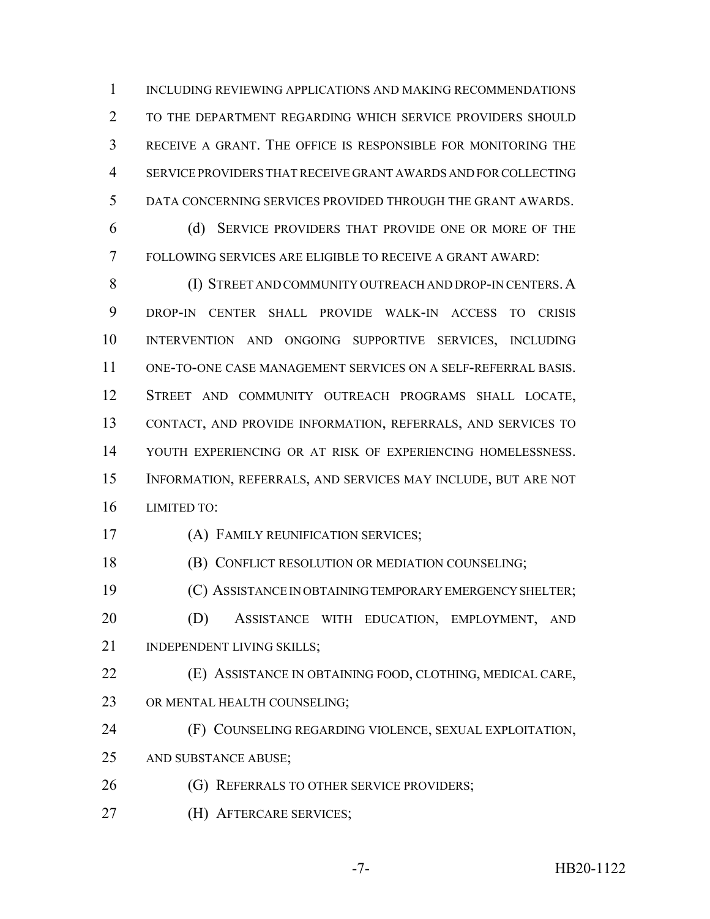INCLUDING REVIEWING APPLICATIONS AND MAKING RECOMMENDATIONS TO THE DEPARTMENT REGARDING WHICH SERVICE PROVIDERS SHOULD RECEIVE A GRANT. THE OFFICE IS RESPONSIBLE FOR MONITORING THE SERVICE PROVIDERS THAT RECEIVE GRANT AWARDS AND FOR COLLECTING DATA CONCERNING SERVICES PROVIDED THROUGH THE GRANT AWARDS.

(d) SERVICE PROVIDERS THAT PROVIDE ONE OR MORE OF THE FOLLOWING SERVICES ARE ELIGIBLE TO RECEIVE A GRANT AWARD:

(I) STREET AND COMMUNITY OUTREACH AND DROP-IN CENTERS. A DROP-IN CENTER SHALL PROVIDE WALK-IN ACCESS TO CRISIS INTERVENTION AND ONGOING SUPPORTIVE SERVICES, INCLUDING ONE-TO-ONE CASE MANAGEMENT SERVICES ON A SELF-REFERRAL BASIS. STREET AND COMMUNITY OUTREACH PROGRAMS SHALL LOCATE, CONTACT, AND PROVIDE INFORMATION, REFERRALS, AND SERVICES TO YOUTH EXPERIENCING OR AT RISK OF EXPERIENCING HOMELESSNESS. INFORMATION, REFERRALS, AND SERVICES MAY INCLUDE, BUT ARE NOT LIMITED TO:

(A) FAMILY REUNIFICATION SERVICES;

(B) CONFLICT RESOLUTION OR MEDIATION COUNSELING;

(C) ASSISTANCE IN OBTAINING TEMPORARY EMERGENCY SHELTER;

(D) ASSISTANCE WITH EDUCATION, EMPLOYMENT, AND INDEPENDENT LIVING SKILLS;

(E) ASSISTANCE IN OBTAINING FOOD, CLOTHING, MEDICAL CARE, OR MENTAL HEALTH COUNSELING;

(F) COUNSELING REGARDING VIOLENCE, SEXUAL EXPLOITATION, AND SUBSTANCE ABUSE;

(G) REFERRALS TO OTHER SERVICE PROVIDERS;

(H) AFTERCARE SERVICES;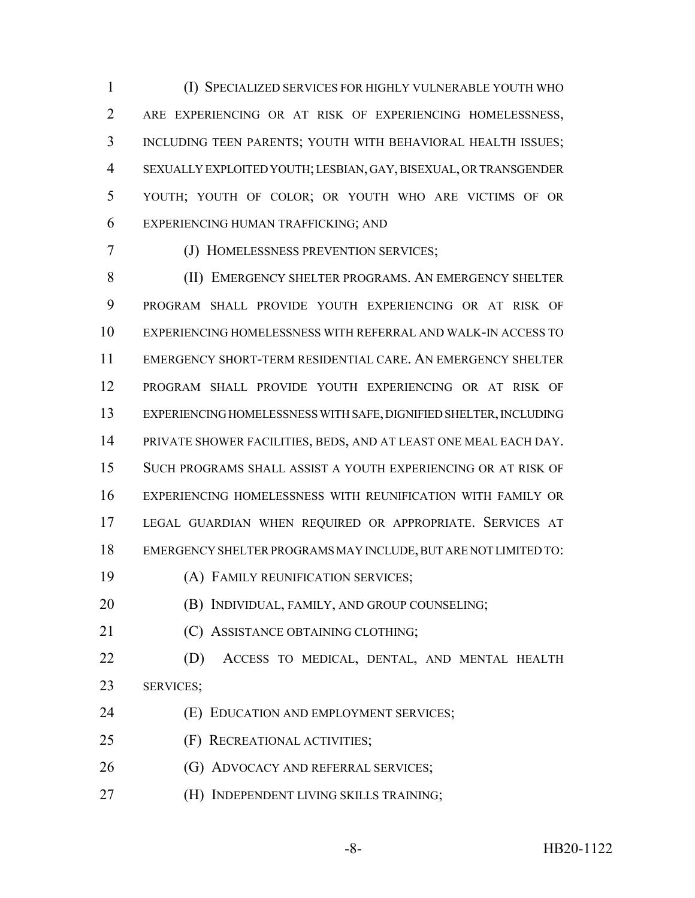(I) SPECIALIZED SERVICES FOR HIGHLY VULNERABLE YOUTH WHO ARE EXPERIENCING OR AT RISK OF EXPERIENCING HOMELESSNESS, INCLUDING TEEN PARENTS; YOUTH WITH BEHAVIORAL HEALTH ISSUES; SEXUALLY EXPLOITED YOUTH; LESBIAN, GAY, BISEXUAL, OR TRANSGENDER YOUTH; YOUTH OF COLOR; OR YOUTH WHO ARE VICTIMS OF OR EXPERIENCING HUMAN TRAFFICKING; AND

(J) HOMELESSNESS PREVENTION SERVICES;

(II) EMERGENCY SHELTER PROGRAMS. AN EMERGENCY SHELTER PROGRAM SHALL PROVIDE YOUTH EXPERIENCING OR AT RISK OF EXPERIENCING HOMELESSNESS WITH REFERRAL AND WALK-IN ACCESS TO EMERGENCY SHORT-TERM RESIDENTIAL CARE. AN EMERGENCY SHELTER PROGRAM SHALL PROVIDE YOUTH EXPERIENCING OR AT RISK OF EXPERIENCING HOMELESSNESS WITH SAFE, DIGNIFIED SHELTER, INCLUDING PRIVATE SHOWER FACILITIES, BEDS, AND AT LEAST ONE MEAL EACH DAY. SUCH PROGRAMS SHALL ASSIST A YOUTH EXPERIENCING OR AT RISK OF EXPERIENCING HOMELESSNESS WITH REUNIFICATION WITH FAMILY OR LEGAL GUARDIAN WHEN REQUIRED OR APPROPRIATE. SERVICES AT EMERGENCY SHELTER PROGRAMS MAY INCLUDE, BUT ARE NOT LIMITED TO:

(A) FAMILY REUNIFICATION SERVICES;

(B) INDIVIDUAL, FAMILY, AND GROUP COUNSELING;

(C) ASSISTANCE OBTAINING CLOTHING;

(D) ACCESS TO MEDICAL, DENTAL, AND MENTAL HEALTH SERVICES;

(E) EDUCATION AND EMPLOYMENT SERVICES;

(F) RECREATIONAL ACTIVITIES;

(G) ADVOCACY AND REFERRAL SERVICES;

(H) INDEPENDENT LIVING SKILLS TRAINING;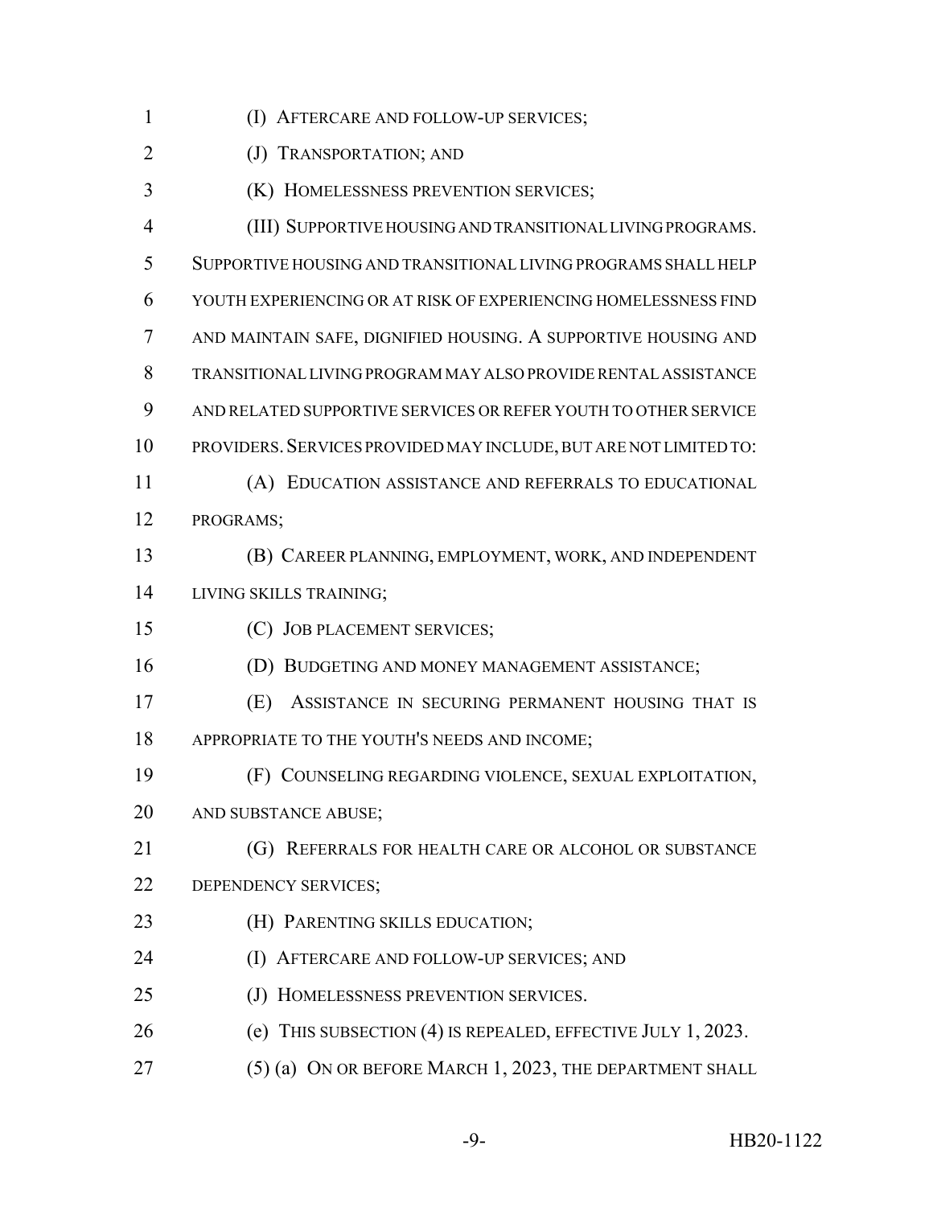(I) AFTERCARE AND FOLLOW-UP SERVICES;

(J) TRANSPORTATION; AND

(K) HOMELESSNESS PREVENTION SERVICES;

(III) SUPPORTIVE HOUSING AND TRANSITIONAL LIVING PROGRAMS. SUPPORTIVE HOUSING AND TRANSITIONAL LIVING PROGRAMS SHALL HELP YOUTH EXPERIENCING OR AT RISK OF EXPERIENCING HOMELESSNESS FIND AND MAINTAIN SAFE, DIGNIFIED HOUSING. A SUPPORTIVE HOUSING AND TRANSITIONAL LIVING PROGRAM MAY ALSO PROVIDE RENTAL ASSISTANCE AND RELATED SUPPORTIVE SERVICES OR REFER YOUTH TO OTHER SERVICE PROVIDERS. SERVICES PROVIDED MAY INCLUDE, BUT ARE NOT LIMITED TO:

(A) EDUCATION ASSISTANCE AND REFERRALS TO EDUCATIONAL PROGRAMS;

(B) CAREER PLANNING, EMPLOYMENT, WORK, AND INDEPENDENT LIVING SKILLS TRAINING;

(C) JOB PLACEMENT SERVICES;

(D) BUDGETING AND MONEY MANAGEMENT ASSISTANCE;

(E) ASSISTANCE IN SECURING PERMANENT HOUSING THAT IS APPROPRIATE TO THE YOUTH'S NEEDS AND INCOME;

(F) COUNSELING REGARDING VIOLENCE, SEXUAL EXPLOITATION, AND SUBSTANCE ABUSE;

(G) REFERRALS FOR HEALTH CARE OR ALCOHOL OR SUBSTANCE DEPENDENCY SERVICES;

(H) PARENTING SKILLS EDUCATION;

(I) AFTERCARE AND FOLLOW-UP SERVICES; AND

(J) HOMELESSNESS PREVENTION SERVICES.

(e) THIS SUBSECTION (4) IS REPEALED, EFFECTIVE JULY 1, 2023.

(5) (a) ON OR BEFORE MARCH 1, 2023, THE DEPARTMENT SHALL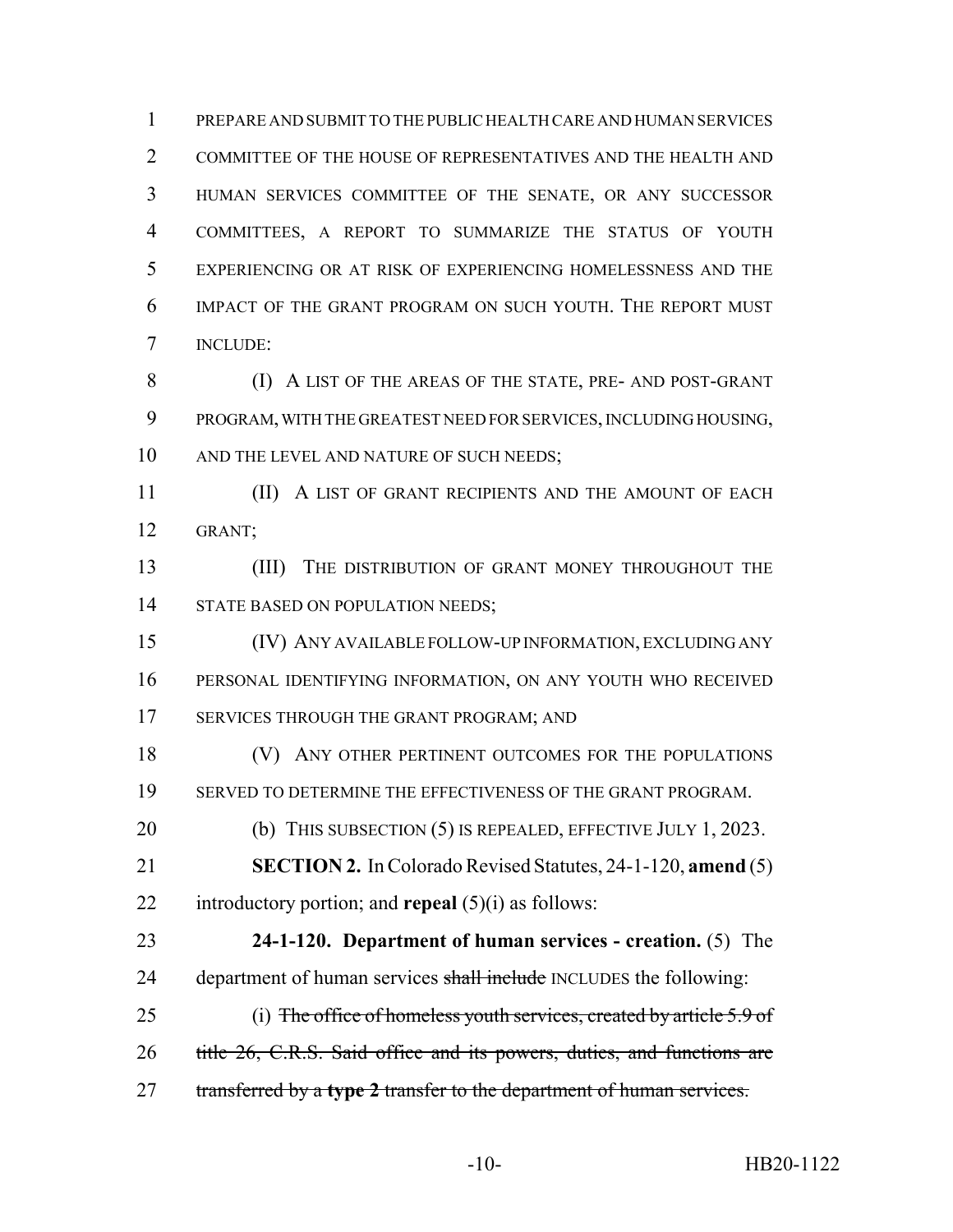PREPARE AND SUBMIT TO THE PUBLIC HEALTH CARE AND HUMAN SERVICES COMMITTEE OF THE HOUSE OF REPRESENTATIVES AND THE HEALTH AND HUMAN SERVICES COMMITTEE OF THE SENATE, OR ANY SUCCESSOR COMMITTEES, A REPORT TO SUMMARIZE THE STATUS OF YOUTH EXPERIENCING OR AT RISK OF EXPERIENCING HOMELESSNESS AND THE IMPACT OF THE GRANT PROGRAM ON SUCH YOUTH. THE REPORT MUST INCLUDE:

(I) A LIST OF THE AREAS OF THE STATE, PRE- AND POST-GRANT PROGRAM, WITH THE GREATEST NEED FOR SERVICES, INCLUDING HOUSING, AND THE LEVEL AND NATURE OF SUCH NEEDS;

(II) A LIST OF GRANT RECIPIENTS AND THE AMOUNT OF EACH GRANT;

(III) THE DISTRIBUTION OF GRANT MONEY THROUGHOUT THE STATE BASED ON POPULATION NEEDS;

(IV) ANY AVAILABLE FOLLOW-UP INFORMATION, EXCLUDING ANY PERSONAL IDENTIFYING INFORMATION, ON ANY YOUTH WHO RECEIVED SERVICES THROUGH THE GRANT PROGRAM; AND

(V) ANY OTHER PERTINENT OUTCOMES FOR THE POPULATIONS SERVED TO DETERMINE THE EFFECTIVENESS OF THE GRANT PROGRAM.

(b) THIS SUBSECTION (5) IS REPEALED, EFFECTIVE JULY 1, 2023.

**SECTION 2.** In Colorado Revised Statutes, 24-1-120, **amend** (5) introductory portion; and **repeal** (5)(i) as follows:

**24-1-120. Department of human services - creation.** (5) The department of human services ~~shall include~~ INCLUDES the following:

(i) ~~The office of homeless youth services, created by article 5.9 of title 26, C.R.S. Said office and its powers, duties, and functions are transferred by a **type 2** transfer to the department of human services.~~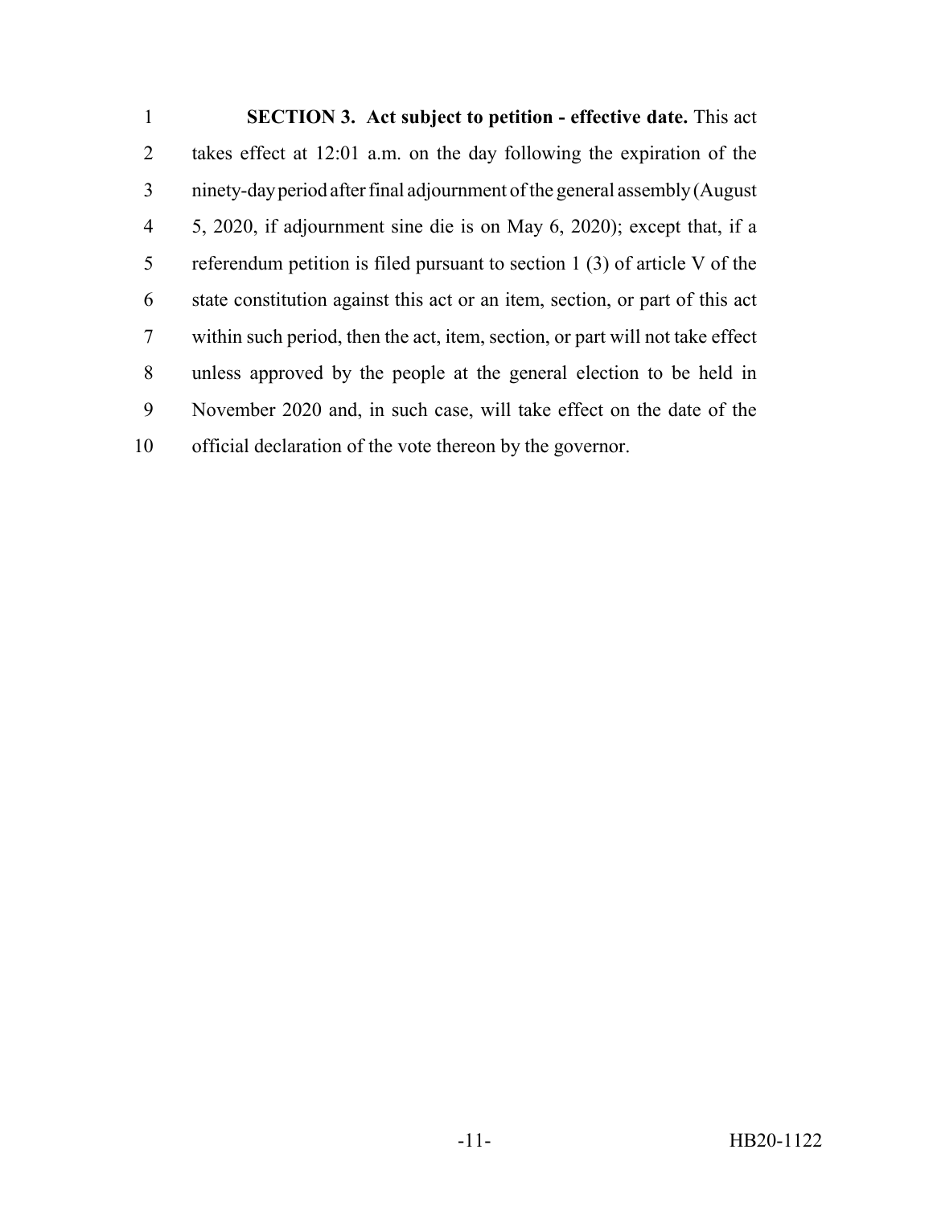**SECTION 3. Act subject to petition - effective date.** This act takes effect at 12:01 a.m. on the day following the expiration of the ninety-day period after final adjournment of the general assembly (August 5, 2020, if adjournment sine die is on May 6, 2020); except that, if a referendum petition is filed pursuant to section 1 (3) of article V of the state constitution against this act or an item, section, or part of this act within such period, then the act, item, section, or part will not take effect unless approved by the people at the general election to be held in November 2020 and, in such case, will take effect on the date of the official declaration of the vote thereon by the governor.